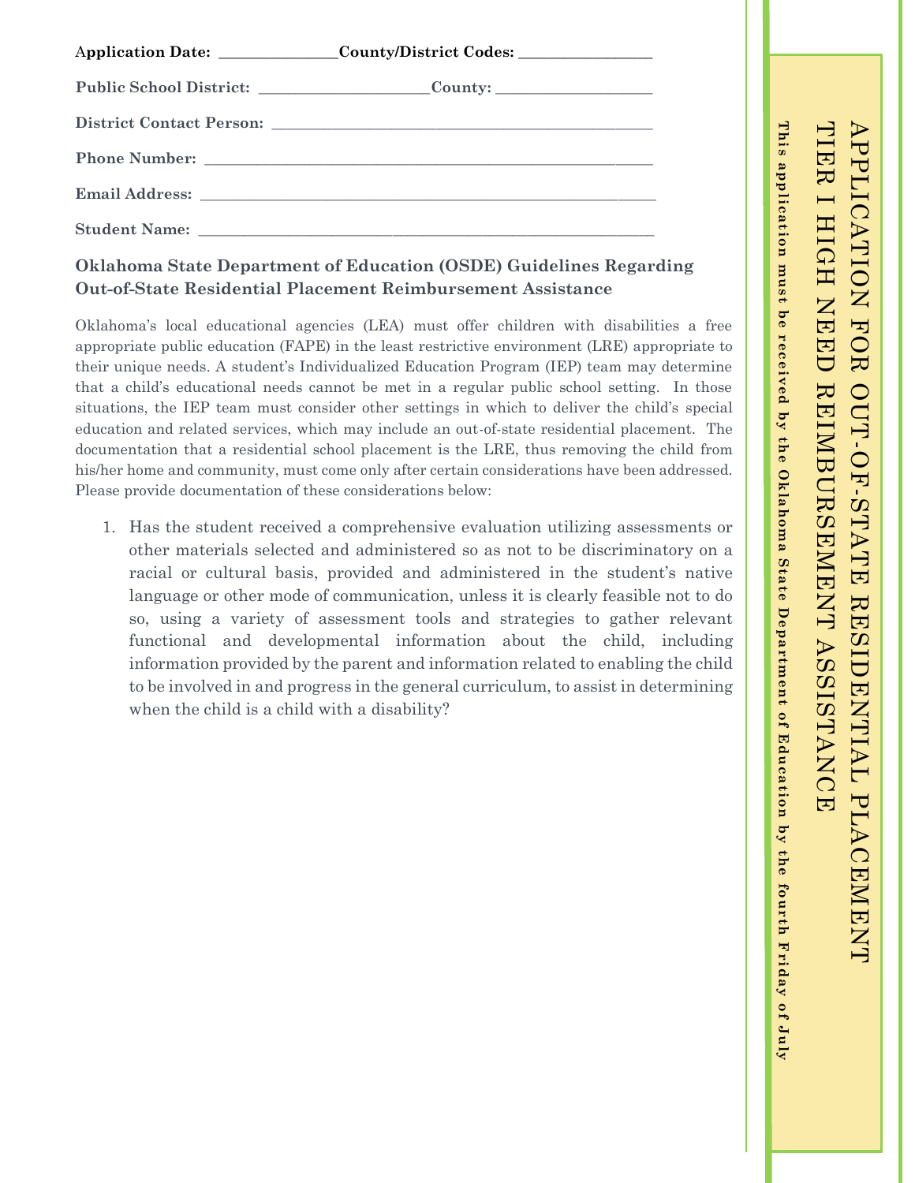# APPLICATION FOR OUT-OF-STATE RESIDENTIAL PLACEMENT TIER I HIGH NEED REIMBURSEMENT ASSISTANCE

**This application must be received by the Oklahoma State Department of Education by the fourth Friday of July**

**Application Date:** _______________ **County/District Codes:** _________________

**Public School District:** ______________________ **County:** ____________________

**District Contact Person:** __________________________________________________

**Phone Number:** ___________________________________________________________

**Email Address:** ___________________________________________________________

**Student Name:** ____________________________________________________________

## Oklahoma State Department of Education (OSDE) Guidelines Regarding Out-of-State Residential Placement Reimbursement Assistance

Oklahoma's local educational agencies (LEA) must offer children with disabilities a free appropriate public education (FAPE) in the least restrictive environment (LRE) appropriate to their unique needs. A student's Individualized Education Program (IEP) team may determine that a child's educational needs cannot be met in a regular public school setting. In those situations, the IEP team must consider other settings in which to deliver the child's special education and related services, which may include an out-of-state residential placement. The documentation that a residential school placement is the LRE, thus removing the child from his/her home and community, must come only after certain considerations have been addressed. Please provide documentation of these considerations below:

1. Has the student received a comprehensive evaluation utilizing assessments or other materials selected and administered so as not to be discriminatory on a racial or cultural basis, provided and administered in the student's native language or other mode of communication, unless it is clearly feasible not to do so, using a variety of assessment tools and strategies to gather relevant functional and developmental information about the child, including information provided by the parent and information related to enabling the child to be involved in and progress in the general curriculum, to assist in determining when the child is a child with a disability?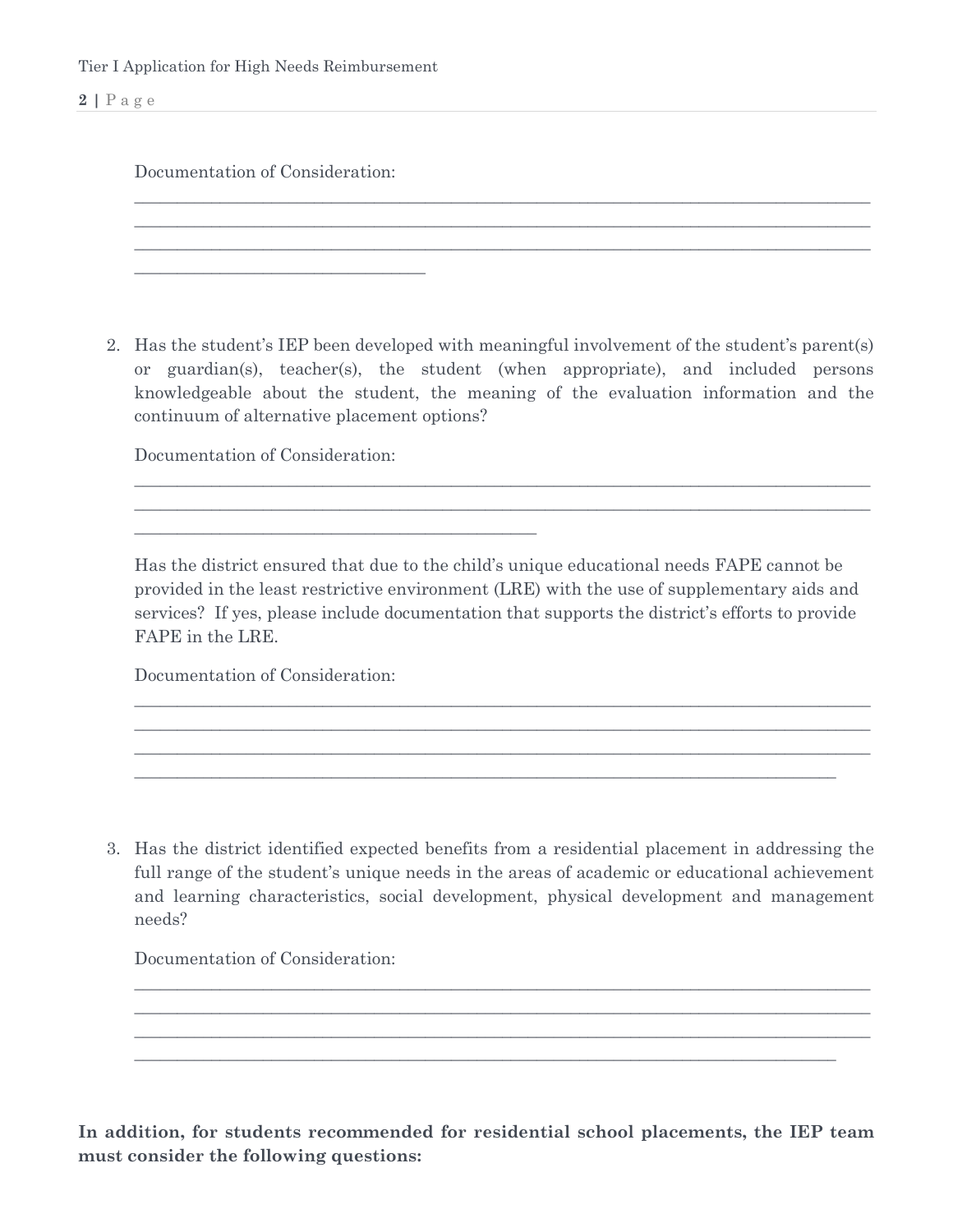Documentation of Consideration:

______________________________________________________________________________
______________________________________________________________________________
______________________________________________________________________________
________________________________

2. Has the student's IEP been developed with meaningful involvement of the student's parent(s) or guardian(s), teacher(s), the student (when appropriate), and included persons knowledgeable about the student, the meaning of the evaluation information and the continuum of alternative placement options?

   Documentation of Consideration:

   ______________________________________________________________________________
   ______________________________________________________________________________
   ____________________________________________

   Has the district ensured that due to the child's unique educational needs FAPE cannot be provided in the least restrictive environment (LRE) with the use of supplementary aids and services? If yes, please include documentation that supports the district's efforts to provide FAPE in the LRE.

   Documentation of Consideration:

   ______________________________________________________________________________
   ______________________________________________________________________________
   ______________________________________________________________________________
   ____________________________________________________________________________

3. Has the district identified expected benefits from a residential placement in addressing the full range of the student's unique needs in the areas of academic or educational achievement and learning characteristics, social development, physical development and management needs?

   Documentation of Consideration:

   ______________________________________________________________________________
   ______________________________________________________________________________
   ______________________________________________________________________________
   ____________________________________________________________________________

**In addition, for students recommended for residential school placements, the IEP team must consider the following questions:**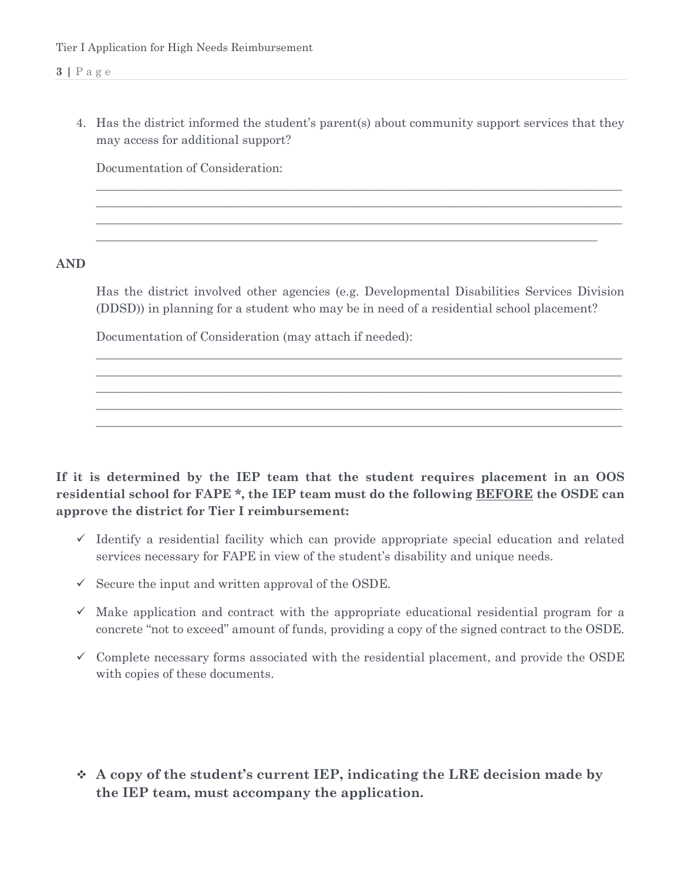4. Has the district informed the student's parent(s) about community support services that they may access for additional support?

   Documentation of Consideration:

   ______________________________________________________________________________
   ______________________________________________________________________________
   ______________________________________________________________________________
   ____________________________________________________________________________

**AND**

Has the district involved other agencies (e.g. Developmental Disabilities Services Division (DDSD)) in planning for a student who may be in need of a residential school placement?

Documentation of Consideration (may attach if needed):

______________________________________________________________________________
______________________________________________________________________________
______________________________________________________________________________
______________________________________________________________________________
______________________________________________________________________________

**If it is determined by the IEP team that the student requires placement in an OOS residential school for FAPE *, the IEP team must do the following <u>BEFORE</u> the OSDE can approve the district for Tier I reimbursement:**

- ✓ Identify a residential facility which can provide appropriate special education and related services necessary for FAPE in view of the student's disability and unique needs.
- ✓ Secure the input and written approval of the OSDE.
- ✓ Make application and contract with the appropriate educational residential program for a concrete "not to exceed" amount of funds, providing a copy of the signed contract to the OSDE.
- ✓ Complete necessary forms associated with the residential placement, and provide the OSDE with copies of these documents.

- ❖ **A copy of the student's current IEP, indicating the LRE decision made by the IEP team, must accompany the application.**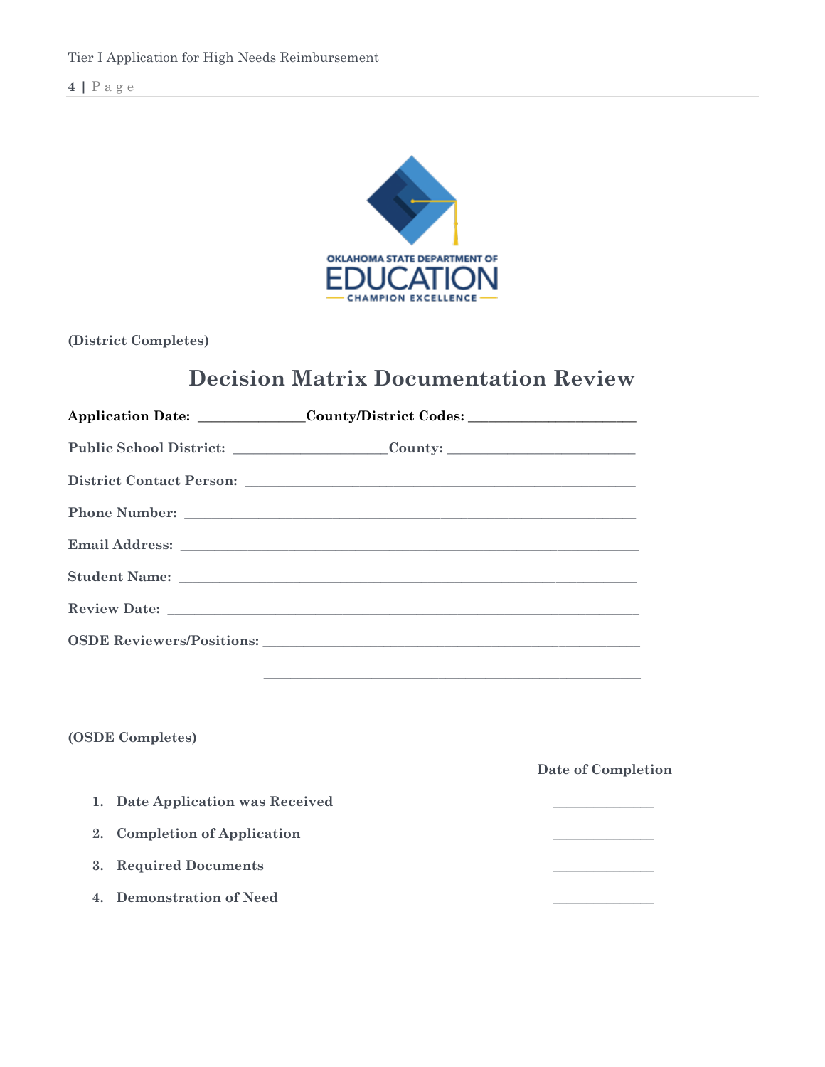OKLAHOMA STATE DEPARTMENT OF

EDUCATION

CHAMPION EXCELLENCE

**(District Completes)**

# Decision Matrix Documentation Review

**Application Date:** _______________ **County/District Codes:** ________________________

**Public School District:** _____________________ **County:** ___________________________

**District Contact Person:** _______________________________________________________

**Phone Number:** ____________________________________________________________

**Email Address:** _____________________________________________________________

**Student Name:** ______________________________________________________________

**Review Date:** _______________________________________________________________

**OSDE Reviewers/Positions:** ___________________________________________________

_______________________________________________________

**(OSDE Completes)**

| | Date of Completion |
|---|---|
| 1. **Date Application was Received** | ______________ |
| 2. **Completion of Application** | ______________ |
| 3. **Required Documents** | ______________ |
| 4. **Demonstration of Need** | ______________ |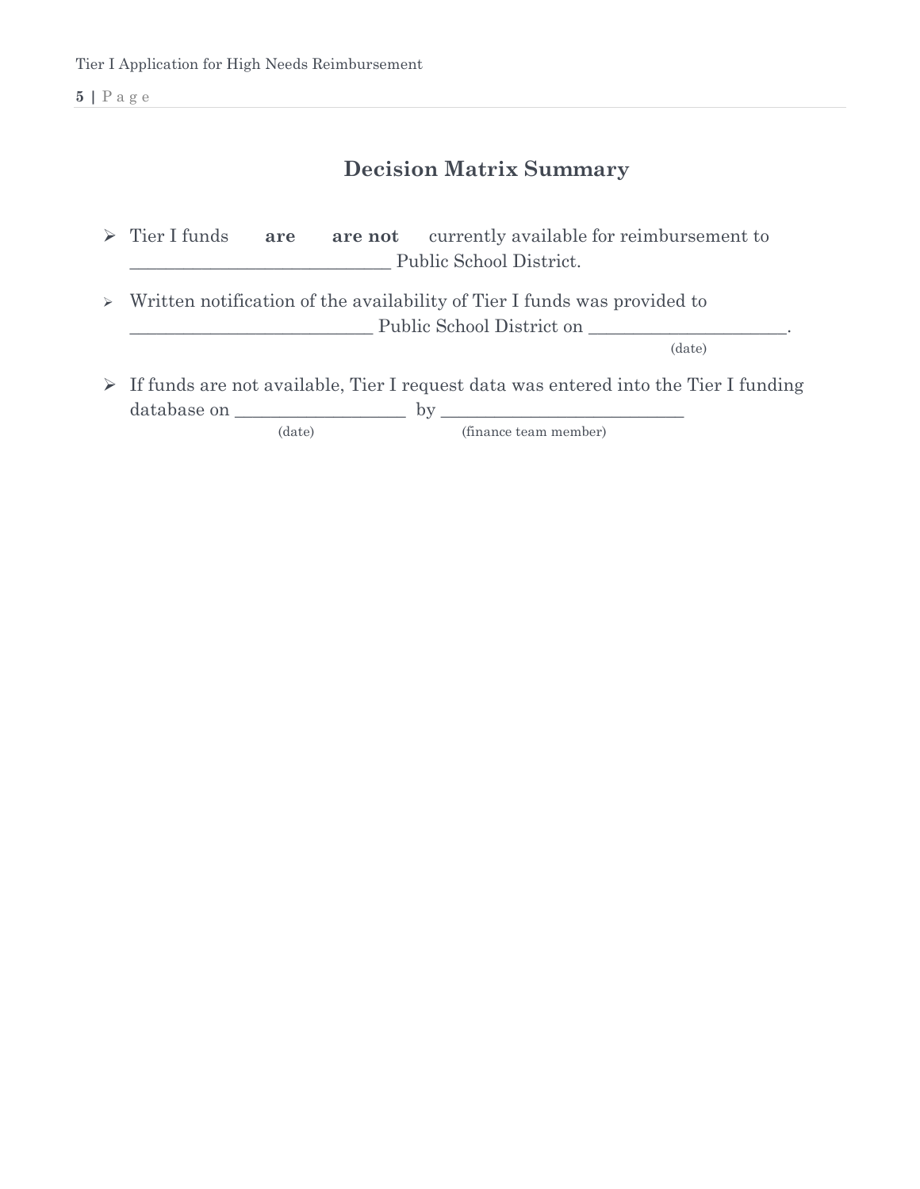## Decision Matrix Summary

- Tier I funds **are** **are not** currently available for reimbursement to ____________________________ Public School District.
- Written notification of the availability of Tier I funds was provided to __________________________ Public School District on _____________________.
  (date)
- If funds are not available, Tier I request data was entered into the Tier I funding database on __________________ by __________________________
  (date) (finance team member)